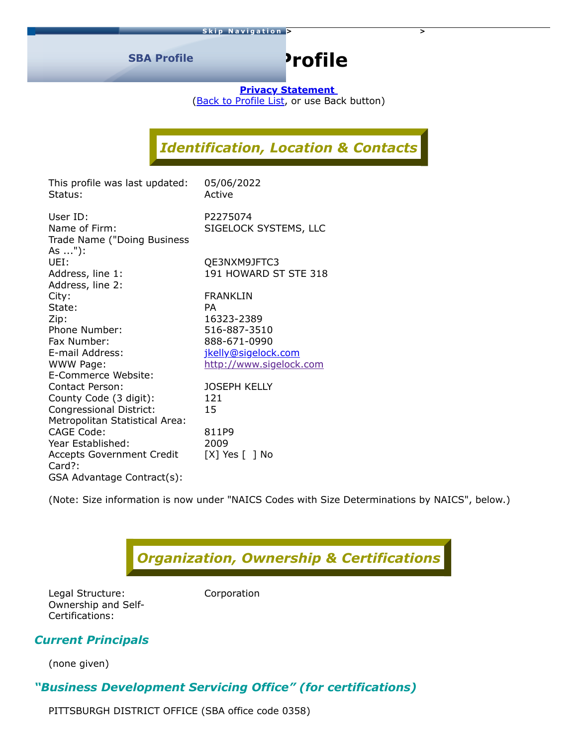Skip Navigation > >

# SBA Profile

**Privacy Statement**
(Back to Profile List, or use Back button)

## *Identification, Location & Contacts*

| | |
|---|---|
| This profile was last updated: | 05/06/2022 |
| Status: | Active |
| User ID: | P2275074 |
| Name of Firm: | SIGELOCK SYSTEMS, LLC |
| Trade Name ("Doing Business As ..."): | |
| UEI: | QE3NXM9JFTC3 |
| Address, line 1: | 191 HOWARD ST STE 318 |
| Address, line 2: | |
| City: | FRANKLIN |
| State: | PA |
| Zip: | 16323-2389 |
| Phone Number: | 516-887-3510 |
| Fax Number: | 888-671-0990 |
| E-mail Address: | jkelly@sigelock.com |
| WWW Page: | http://www.sigelock.com |
| E-Commerce Website: | |
| Contact Person: | JOSEPH KELLY |
| County Code (3 digit): | 121 |
| Congressional District: | 15 |
| Metropolitan Statistical Area: | |
| CAGE Code: | 811P9 |
| Year Established: | 2009 |
| Accepts Government Credit Card?: | [X] Yes [ ] No |
| GSA Advantage Contract(s): | |

(Note: Size information is now under "NAICS Codes with Size Determinations by NAICS", below.)

## *Organization, Ownership & Certifications*

| | |
|---|---|
| Legal Structure: | Corporation |
| Ownership and Self-Certifications: | |

### *Current Principals*

(none given)

### *"Business Development Servicing Office" (for certifications)*

PITTSBURGH DISTRICT OFFICE (SBA office code 0358)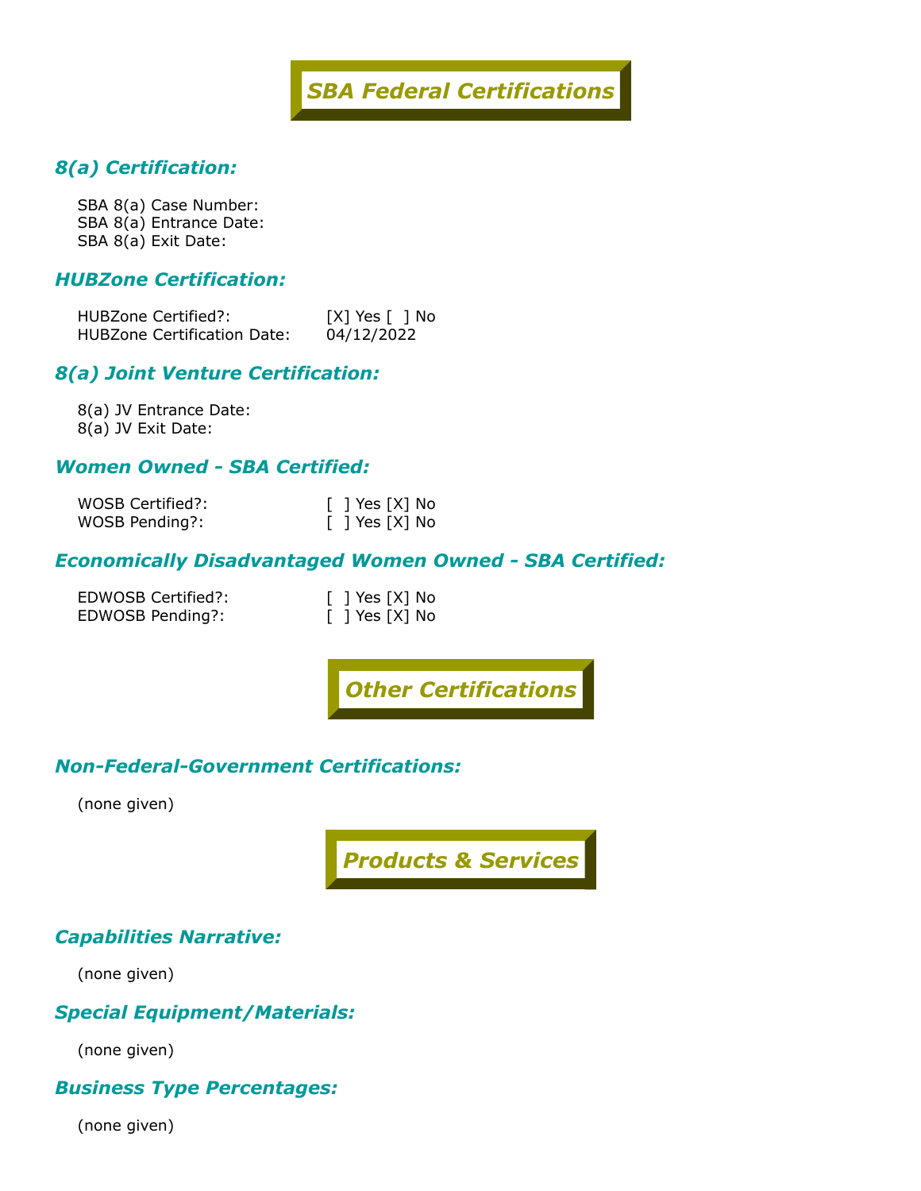# SBA Federal Certifications

## 8(a) Certification:

SBA 8(a) Case Number:
SBA 8(a) Entrance Date:
SBA 8(a) Exit Date:

## HUBZone Certification:

HUBZone Certified?: [X] Yes [ ] No
HUBZone Certification Date: 04/12/2022

## 8(a) Joint Venture Certification:

8(a) JV Entrance Date:
8(a) JV Exit Date:

## Women Owned - SBA Certified:

WOSB Certified?: [ ] Yes [X] No
WOSB Pending?: [ ] Yes [X] No

## Economically Disadvantaged Women Owned - SBA Certified:

EDWOSB Certified?: [ ] Yes [X] No
EDWOSB Pending?: [ ] Yes [X] No

# Other Certifications

## Non-Federal-Government Certifications:

(none given)

# Products & Services

## Capabilities Narrative:

(none given)

## Special Equipment/Materials:

(none given)

## Business Type Percentages:

(none given)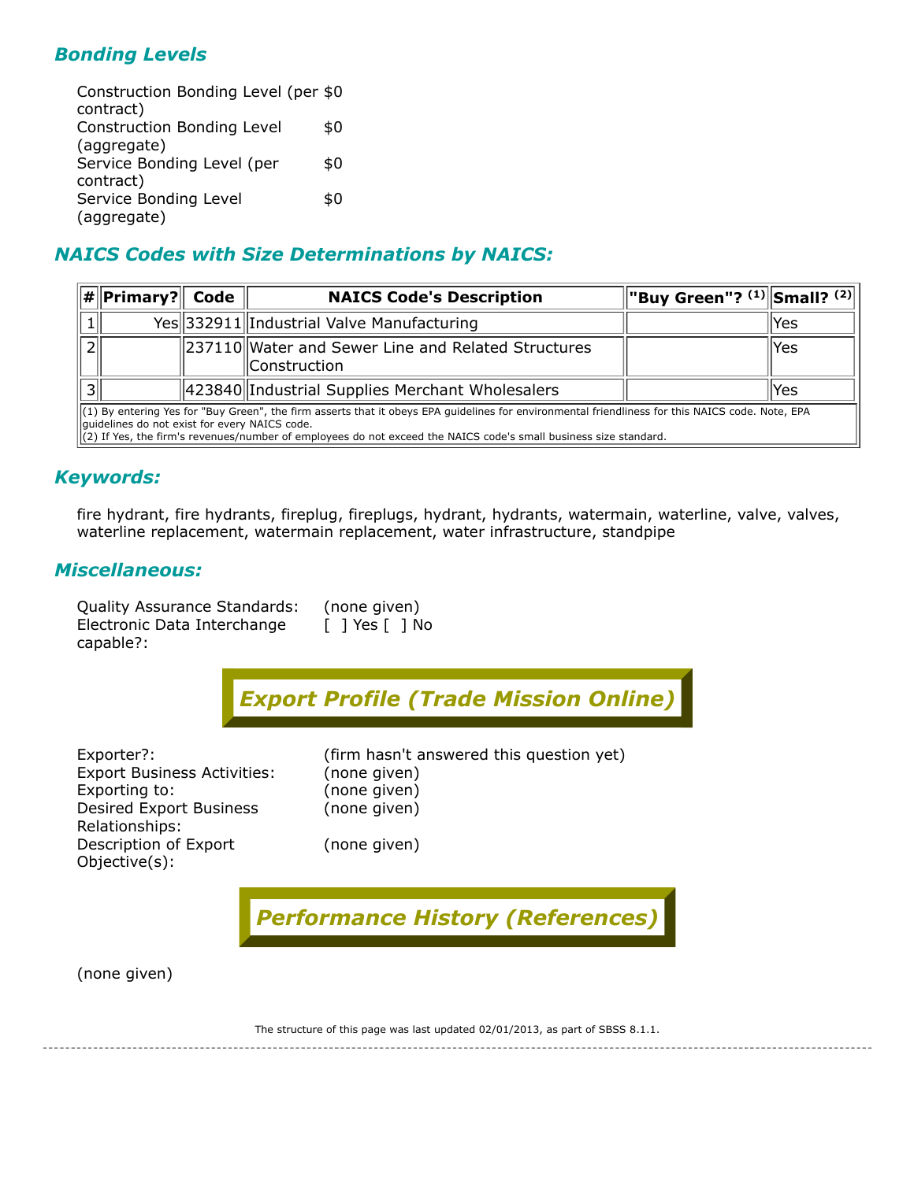## *Bonding Levels*

| | |
|---|---|
| Construction Bonding Level (per contract) | $0 |
| Construction Bonding Level (aggregate) | $0 |
| Service Bonding Level (per contract) | $0 |
| Service Bonding Level (aggregate) | $0 |

## *NAICS Codes with Size Determinations by NAICS:*

| # | Primary? | Code | NAICS Code's Description | "Buy Green"? (1) | Small? (2) |
|---|---|---|---|---|---|
| 1 | Yes | 332911 | Industrial Valve Manufacturing | | Yes |
| 2 | | 237110 | Water and Sewer Line and Related Structures Construction | | Yes |
| 3 | | 423840 | Industrial Supplies Merchant Wholesalers | | Yes |

(1) By entering Yes for "Buy Green", the firm asserts that it obeys EPA guidelines for environmental friendliness for this NAICS code. Note, EPA guidelines do not exist for every NAICS code.
(2) If Yes, the firm's revenues/number of employees do not exceed the NAICS code's small business size standard.

## *Keywords:*

fire hydrant, fire hydrants, fireplug, fireplugs, hydrant, hydrants, watermain, waterline, valve, valves, waterline replacement, watermain replacement, water infrastructure, standpipe

## *Miscellaneous:*

| | |
|---|---|
| Quality Assurance Standards: | (none given) |
| Electronic Data Interchange capable?: | [ ] Yes [ ] No |

## *Export Profile (Trade Mission Online)*

| | |
|---|---|
| Exporter?: | (firm hasn't answered this question yet) |
| Export Business Activities: | (none given) |
| Exporting to: | (none given) |
| Desired Export Business Relationships: | (none given) |
| Description of Export Objective(s): | (none given) |

## *Performance History (References)*

(none given)

The structure of this page was last updated 02/01/2013, as part of SBSS 8.1.1.